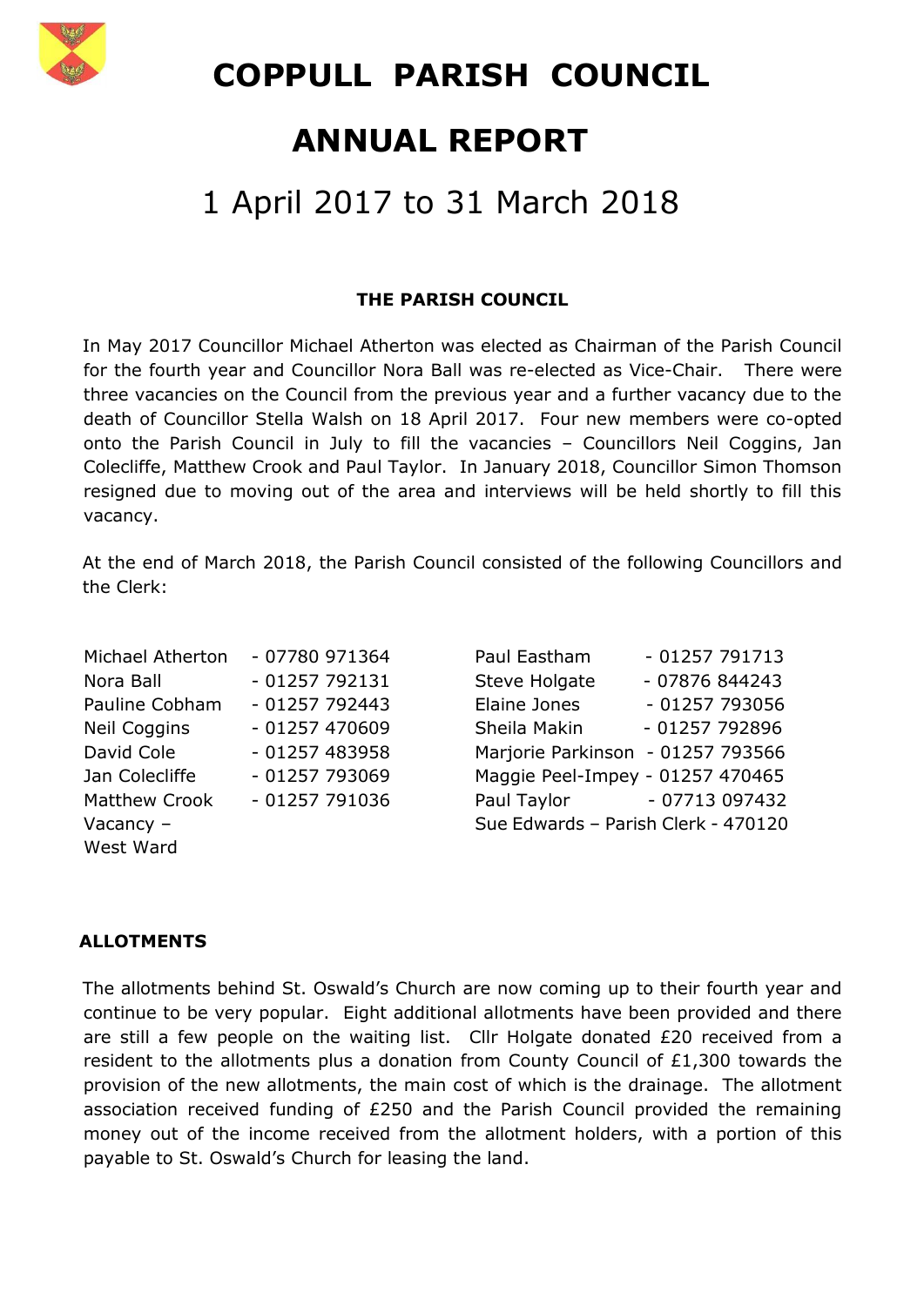# COPPULL PARISH COUNCIL

# ANNUAL REPORT

## 1 April 2017 to 31 March 2018

### THE PARISH COUNCIL

In May 2017 Councillor Michael Atherton was elected as Chairman of the Parish Council for the fourth year and Councillor Nora Ball was re-elected as Vice-Chair. There were three vacancies on the Council from the previous year and a further vacancy due to the death of Councillor Stella Walsh on 18 April 2017. Four new members were co-opted onto the Parish Council in July to fill the vacancies – Councillors Neil Coggins, Jan Colecliffe, Matthew Crook and Paul Taylor. In January 2018, Councillor Simon Thomson resigned due to moving out of the area and interviews will be held shortly to fill this vacancy.

At the end of March 2018, the Parish Council consisted of the following Councillors and the Clerk:

Michael Atherton - 07780 971364
Nora Ball - 01257 792131
Pauline Cobham - 01257 792443
Neil Coggins - 01257 470609
David Cole - 01257 483958
Jan Colecliffe - 01257 793069
Matthew Crook - 01257 791036
Vacancy – West Ward

Paul Eastham - 01257 791713
Steve Holgate - 07876 844243
Elaine Jones - 01257 793056
Sheila Makin - 01257 792896
Marjorie Parkinson - 01257 793566
Maggie Peel-Impey - 01257 470465
Paul Taylor - 07713 097432
Sue Edwards – Parish Clerk - 470120

### ALLOTMENTS

The allotments behind St. Oswald's Church are now coming up to their fourth year and continue to be very popular. Eight additional allotments have been provided and there are still a few people on the waiting list. Cllr Holgate donated £20 received from a resident to the allotments plus a donation from County Council of £1,300 towards the provision of the new allotments, the main cost of which is the drainage. The allotment association received funding of £250 and the Parish Council provided the remaining money out of the income received from the allotment holders, with a portion of this payable to St. Oswald's Church for leasing the land.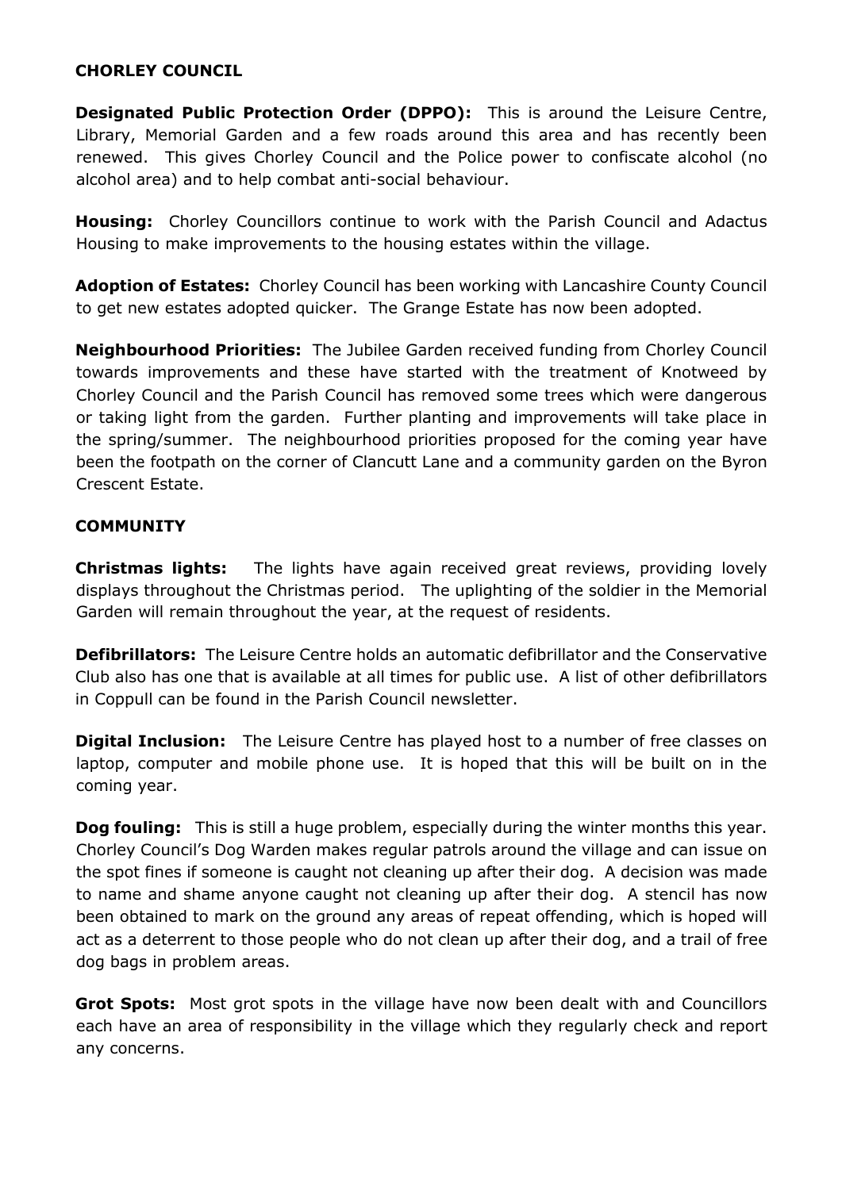## CHORLEY COUNCIL

**Designated Public Protection Order (DPPO):** This is around the Leisure Centre, Library, Memorial Garden and a few roads around this area and has recently been renewed. This gives Chorley Council and the Police power to confiscate alcohol (no alcohol area) and to help combat anti-social behaviour.

**Housing:** Chorley Councillors continue to work with the Parish Council and Adactus Housing to make improvements to the housing estates within the village.

**Adoption of Estates:** Chorley Council has been working with Lancashire County Council to get new estates adopted quicker. The Grange Estate has now been adopted.

**Neighbourhood Priorities:** The Jubilee Garden received funding from Chorley Council towards improvements and these have started with the treatment of Knotweed by Chorley Council and the Parish Council has removed some trees which were dangerous or taking light from the garden. Further planting and improvements will take place in the spring/summer. The neighbourhood priorities proposed for the coming year have been the footpath on the corner of Clancutt Lane and a community garden on the Byron Crescent Estate.

## COMMUNITY

**Christmas lights:** The lights have again received great reviews, providing lovely displays throughout the Christmas period. The uplighting of the soldier in the Memorial Garden will remain throughout the year, at the request of residents.

**Defibrillators:** The Leisure Centre holds an automatic defibrillator and the Conservative Club also has one that is available at all times for public use. A list of other defibrillators in Coppull can be found in the Parish Council newsletter.

**Digital Inclusion:** The Leisure Centre has played host to a number of free classes on laptop, computer and mobile phone use. It is hoped that this will be built on in the coming year.

**Dog fouling:** This is still a huge problem, especially during the winter months this year. Chorley Council's Dog Warden makes regular patrols around the village and can issue on the spot fines if someone is caught not cleaning up after their dog. A decision was made to name and shame anyone caught not cleaning up after their dog. A stencil has now been obtained to mark on the ground any areas of repeat offending, which is hoped will act as a deterrent to those people who do not clean up after their dog, and a trail of free dog bags in problem areas.

**Grot Spots:** Most grot spots in the village have now been dealt with and Councillors each have an area of responsibility in the village which they regularly check and report any concerns.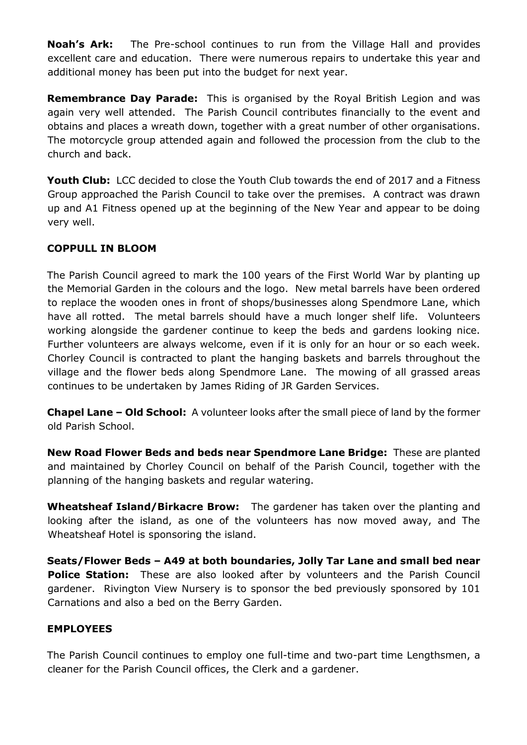**Noah's Ark:** The Pre-school continues to run from the Village Hall and provides excellent care and education. There were numerous repairs to undertake this year and additional money has been put into the budget for next year.

**Remembrance Day Parade:** This is organised by the Royal British Legion and was again very well attended. The Parish Council contributes financially to the event and obtains and places a wreath down, together with a great number of other organisations. The motorcycle group attended again and followed the procession from the club to the church and back.

**Youth Club:** LCC decided to close the Youth Club towards the end of 2017 and a Fitness Group approached the Parish Council to take over the premises. A contract was drawn up and A1 Fitness opened up at the beginning of the New Year and appear to be doing very well.

## COPPULL IN BLOOM

The Parish Council agreed to mark the 100 years of the First World War by planting up the Memorial Garden in the colours and the logo. New metal barrels have been ordered to replace the wooden ones in front of shops/businesses along Spendmore Lane, which have all rotted. The metal barrels should have a much longer shelf life. Volunteers working alongside the gardener continue to keep the beds and gardens looking nice. Further volunteers are always welcome, even if it is only for an hour or so each week. Chorley Council is contracted to plant the hanging baskets and barrels throughout the village and the flower beds along Spendmore Lane. The mowing of all grassed areas continues to be undertaken by James Riding of JR Garden Services.

**Chapel Lane – Old School:** A volunteer looks after the small piece of land by the former old Parish School.

**New Road Flower Beds and beds near Spendmore Lane Bridge:** These are planted and maintained by Chorley Council on behalf of the Parish Council, together with the planning of the hanging baskets and regular watering.

**Wheatsheaf Island/Birkacre Brow:** The gardener has taken over the planting and looking after the island, as one of the volunteers has now moved away, and The Wheatsheaf Hotel is sponsoring the island.

**Seats/Flower Beds – A49 at both boundaries, Jolly Tar Lane and small bed near Police Station:** These are also looked after by volunteers and the Parish Council gardener. Rivington View Nursery is to sponsor the bed previously sponsored by 101 Carnations and also a bed on the Berry Garden.

## EMPLOYEES

The Parish Council continues to employ one full-time and two-part time Lengthsmen, a cleaner for the Parish Council offices, the Clerk and a gardener.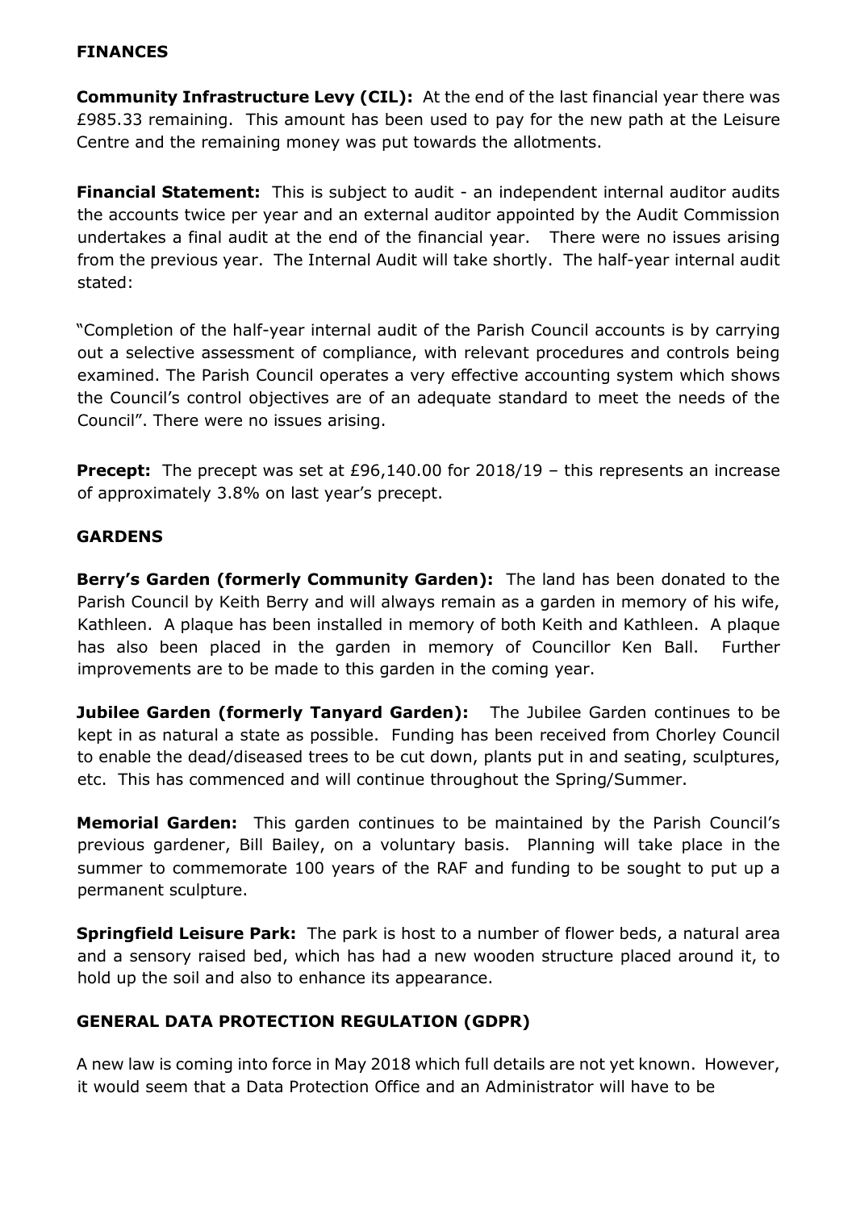## FINANCES

**Community Infrastructure Levy (CIL):** At the end of the last financial year there was £985.33 remaining. This amount has been used to pay for the new path at the Leisure Centre and the remaining money was put towards the allotments.

**Financial Statement:** This is subject to audit - an independent internal auditor audits the accounts twice per year and an external auditor appointed by the Audit Commission undertakes a final audit at the end of the financial year. There were no issues arising from the previous year. The Internal Audit will take shortly. The half-year internal audit stated:

"Completion of the half-year internal audit of the Parish Council accounts is by carrying out a selective assessment of compliance, with relevant procedures and controls being examined. The Parish Council operates a very effective accounting system which shows the Council's control objectives are of an adequate standard to meet the needs of the Council". There were no issues arising.

**Precept:** The precept was set at £96,140.00 for 2018/19 – this represents an increase of approximately 3.8% on last year's precept.

## GARDENS

**Berry's Garden (formerly Community Garden):** The land has been donated to the Parish Council by Keith Berry and will always remain as a garden in memory of his wife, Kathleen. A plaque has been installed in memory of both Keith and Kathleen. A plaque has also been placed in the garden in memory of Councillor Ken Ball. Further improvements are to be made to this garden in the coming year.

**Jubilee Garden (formerly Tanyard Garden):** The Jubilee Garden continues to be kept in as natural a state as possible. Funding has been received from Chorley Council to enable the dead/diseased trees to be cut down, plants put in and seating, sculptures, etc. This has commenced and will continue throughout the Spring/Summer.

**Memorial Garden:** This garden continues to be maintained by the Parish Council's previous gardener, Bill Bailey, on a voluntary basis. Planning will take place in the summer to commemorate 100 years of the RAF and funding to be sought to put up a permanent sculpture.

**Springfield Leisure Park:** The park is host to a number of flower beds, a natural area and a sensory raised bed, which has had a new wooden structure placed around it, to hold up the soil and also to enhance its appearance.

## GENERAL DATA PROTECTION REGULATION (GDPR)

A new law is coming into force in May 2018 which full details are not yet known. However, it would seem that a Data Protection Office and an Administrator will have to be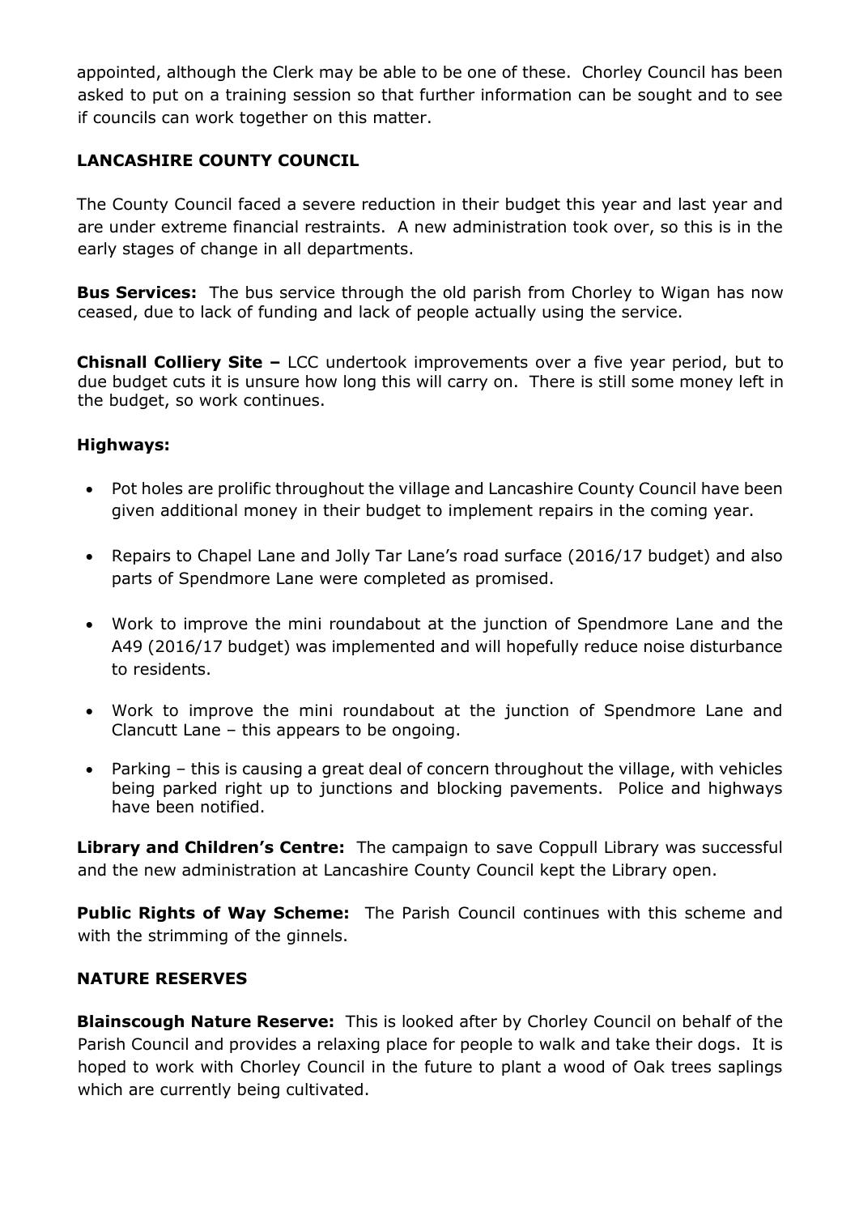appointed, although the Clerk may be able to be one of these. Chorley Council has been asked to put on a training session so that further information can be sought and to see if councils can work together on this matter.

## LANCASHIRE COUNTY COUNCIL

The County Council faced a severe reduction in their budget this year and last year and are under extreme financial restraints. A new administration took over, so this is in the early stages of change in all departments.

**Bus Services:** The bus service through the old parish from Chorley to Wigan has now ceased, due to lack of funding and lack of people actually using the service.

**Chisnall Colliery Site –** LCC undertook improvements over a five year period, but to due budget cuts it is unsure how long this will carry on. There is still some money left in the budget, so work continues.

### Highways:

- Pot holes are prolific throughout the village and Lancashire County Council have been given additional money in their budget to implement repairs in the coming year.
- Repairs to Chapel Lane and Jolly Tar Lane's road surface (2016/17 budget) and also parts of Spendmore Lane were completed as promised.
- Work to improve the mini roundabout at the junction of Spendmore Lane and the A49 (2016/17 budget) was implemented and will hopefully reduce noise disturbance to residents.
- Work to improve the mini roundabout at the junction of Spendmore Lane and Clancutt Lane – this appears to be ongoing.
- Parking – this is causing a great deal of concern throughout the village, with vehicles being parked right up to junctions and blocking pavements. Police and highways have been notified.

**Library and Children's Centre:** The campaign to save Coppull Library was successful and the new administration at Lancashire County Council kept the Library open.

**Public Rights of Way Scheme:** The Parish Council continues with this scheme and with the strimming of the ginnels.

## NATURE RESERVES

**Blainscough Nature Reserve:** This is looked after by Chorley Council on behalf of the Parish Council and provides a relaxing place for people to walk and take their dogs. It is hoped to work with Chorley Council in the future to plant a wood of Oak trees saplings which are currently being cultivated.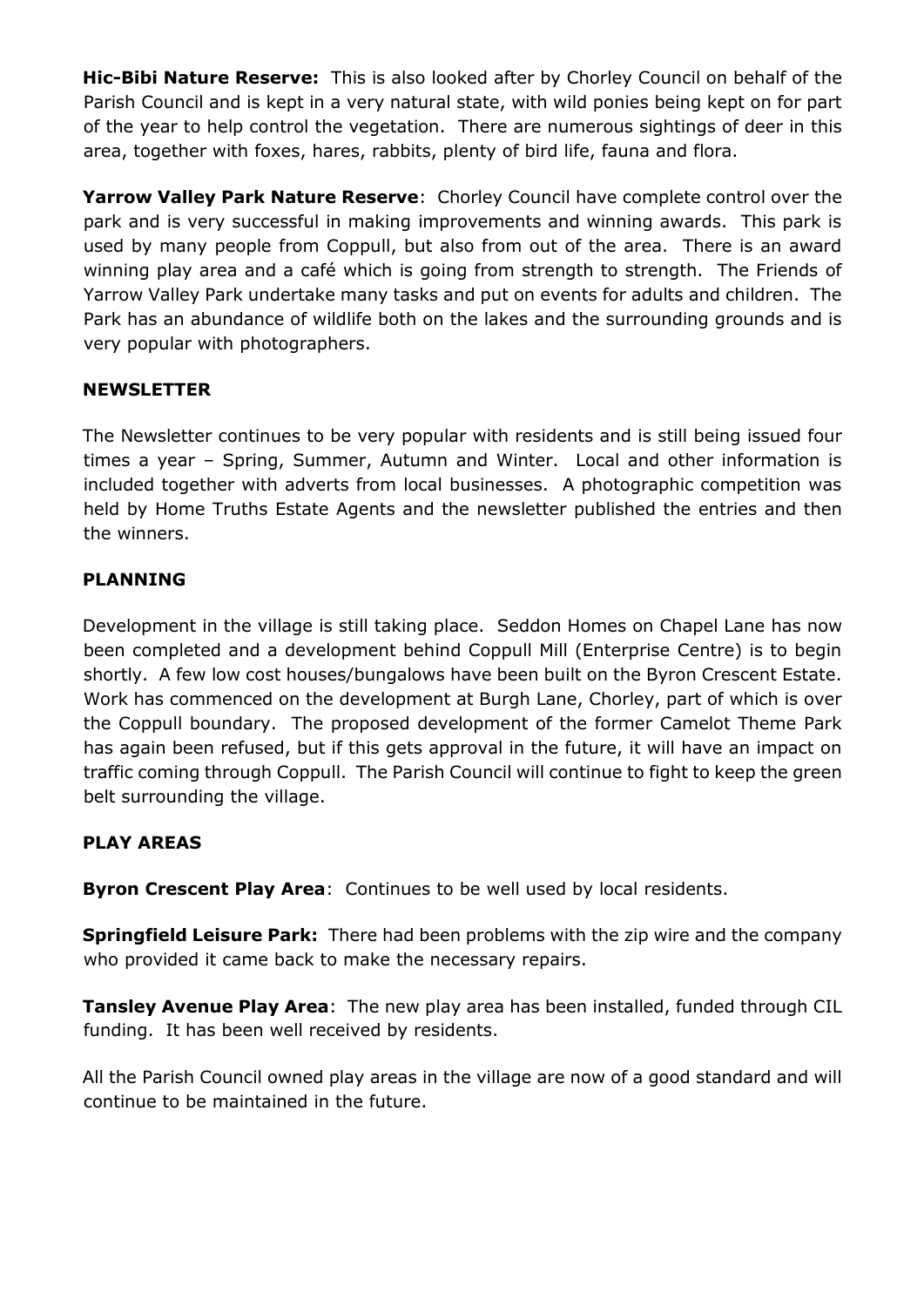**Hic-Bibi Nature Reserve:** This is also looked after by Chorley Council on behalf of the Parish Council and is kept in a very natural state, with wild ponies being kept on for part of the year to help control the vegetation. There are numerous sightings of deer in this area, together with foxes, hares, rabbits, plenty of bird life, fauna and flora.

**Yarrow Valley Park Nature Reserve**: Chorley Council have complete control over the park and is very successful in making improvements and winning awards. This park is used by many people from Coppull, but also from out of the area. There is an award winning play area and a café which is going from strength to strength. The Friends of Yarrow Valley Park undertake many tasks and put on events for adults and children. The Park has an abundance of wildlife both on the lakes and the surrounding grounds and is very popular with photographers.

**NEWSLETTER**

The Newsletter continues to be very popular with residents and is still being issued four times a year – Spring, Summer, Autumn and Winter. Local and other information is included together with adverts from local businesses. A photographic competition was held by Home Truths Estate Agents and the newsletter published the entries and then the winners.

**PLANNING**

Development in the village is still taking place. Seddon Homes on Chapel Lane has now been completed and a development behind Coppull Mill (Enterprise Centre) is to begin shortly. A few low cost houses/bungalows have been built on the Byron Crescent Estate. Work has commenced on the development at Burgh Lane, Chorley, part of which is over the Coppull boundary. The proposed development of the former Camelot Theme Park has again been refused, but if this gets approval in the future, it will have an impact on traffic coming through Coppull. The Parish Council will continue to fight to keep the green belt surrounding the village.

**PLAY AREAS**

**Byron Crescent Play Area**: Continues to be well used by local residents.

**Springfield Leisure Park:** There had been problems with the zip wire and the company who provided it came back to make the necessary repairs.

**Tansley Avenue Play Area**: The new play area has been installed, funded through CIL funding. It has been well received by residents.

All the Parish Council owned play areas in the village are now of a good standard and will continue to be maintained in the future.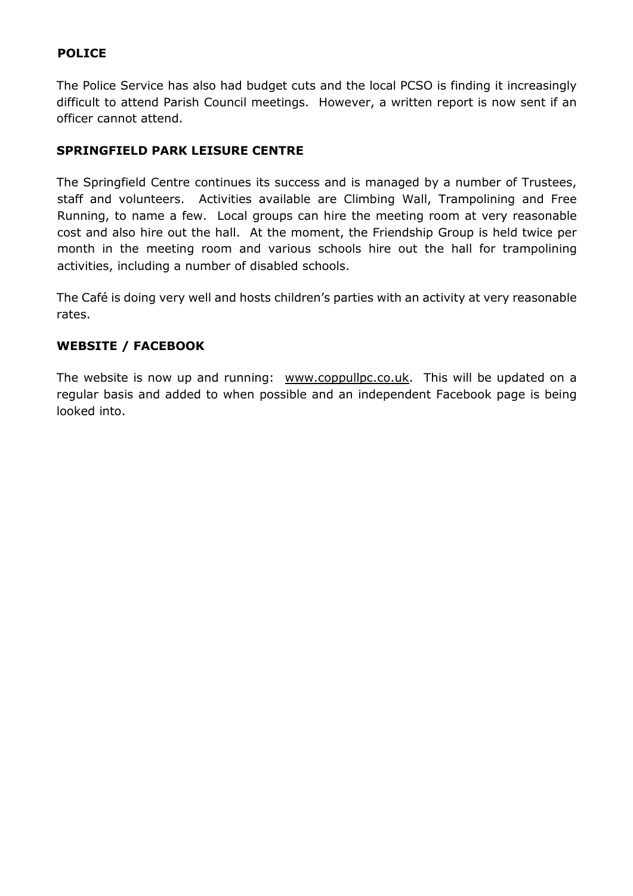**POLICE**

The Police Service has also had budget cuts and the local PCSO is finding it increasingly difficult to attend Parish Council meetings. However, a written report is now sent if an officer cannot attend.

**SPRINGFIELD PARK LEISURE CENTRE**

The Springfield Centre continues its success and is managed by a number of Trustees, staff and volunteers. Activities available are Climbing Wall, Trampolining and Free Running, to name a few. Local groups can hire the meeting room at very reasonable cost and also hire out the hall. At the moment, the Friendship Group is held twice per month in the meeting room and various schools hire out the hall for trampolining activities, including a number of disabled schools.

The Café is doing very well and hosts children's parties with an activity at very reasonable rates.

**WEBSITE / FACEBOOK**

The website is now up and running: www.coppullpc.co.uk. This will be updated on a regular basis and added to when possible and an independent Facebook page is being looked into.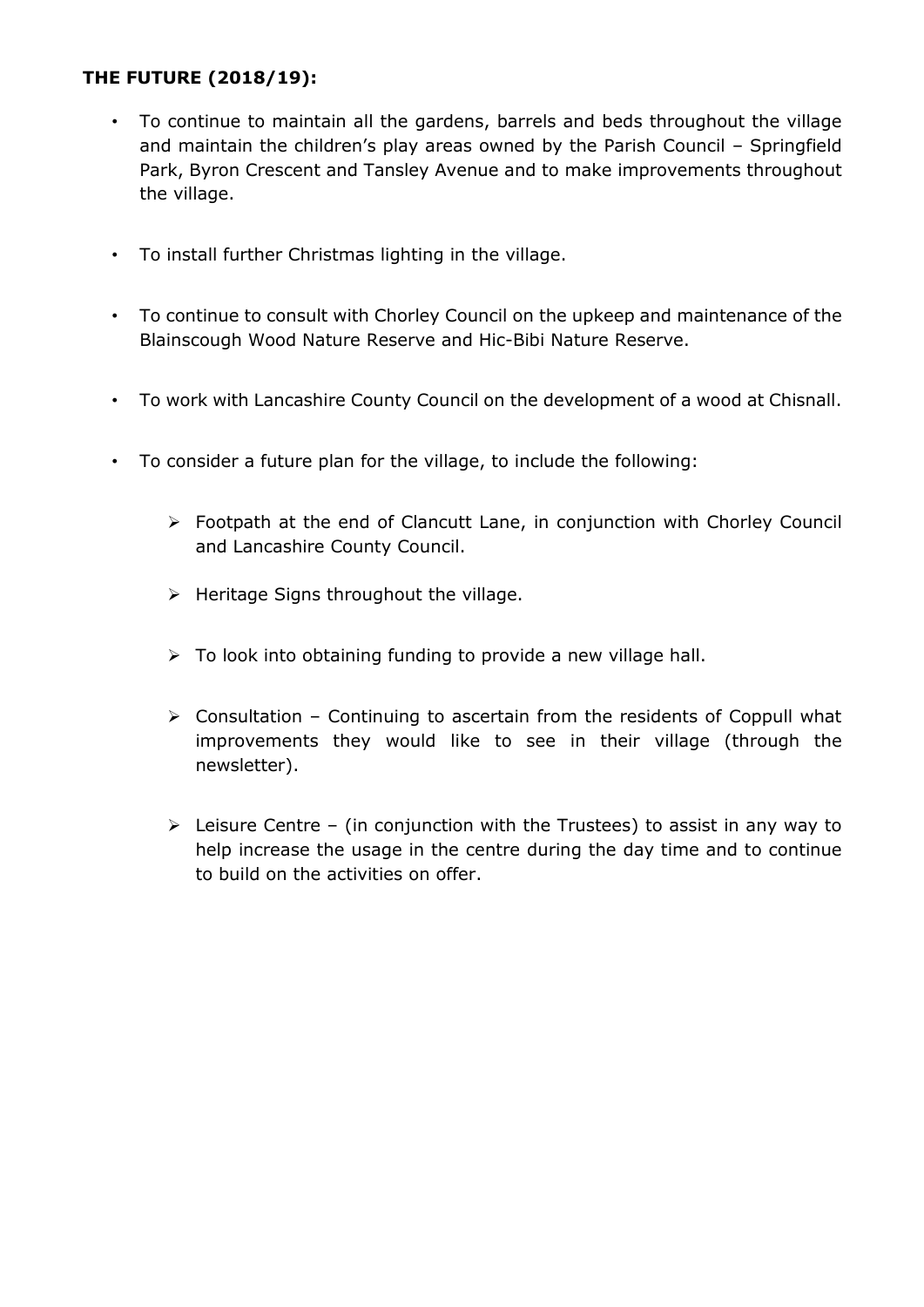**THE FUTURE (2018/19):**

- To continue to maintain all the gardens, barrels and beds throughout the village and maintain the children's play areas owned by the Parish Council – Springfield Park, Byron Crescent and Tansley Avenue and to make improvements throughout the village.
- To install further Christmas lighting in the village.
- To continue to consult with Chorley Council on the upkeep and maintenance of the Blainscough Wood Nature Reserve and Hic-Bibi Nature Reserve.
- To work with Lancashire County Council on the development of a wood at Chisnall.
- To consider a future plan for the village, to include the following:
  - Footpath at the end of Clancutt Lane, in conjunction with Chorley Council and Lancashire County Council.
  - Heritage Signs throughout the village.
  - To look into obtaining funding to provide a new village hall.
  - Consultation – Continuing to ascertain from the residents of Coppull what improvements they would like to see in their village (through the newsletter).
  - Leisure Centre – (in conjunction with the Trustees) to assist in any way to help increase the usage in the centre during the day time and to continue to build on the activities on offer.